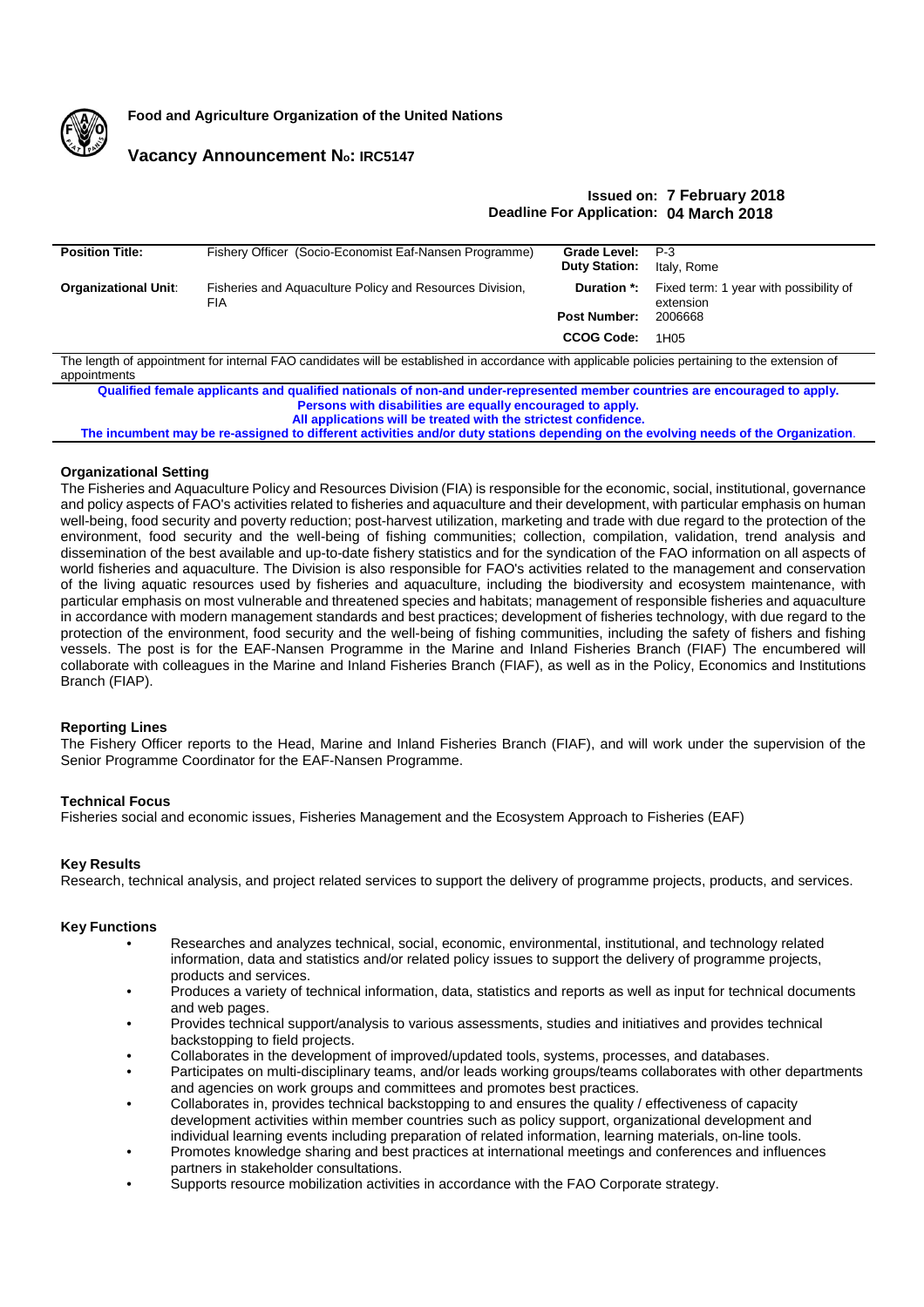**Food and Agriculture Organization of the United Nations**

## Vacancy Announcement No: IRC5147

**Issued on: 7 February 2018**
**Deadline For Application: 04 March 2018**

| | | | |
|---|---|---|---|
| **Position Title:** | Fishery Officer (Socio-Economist Eaf-Nansen Programme) | **Grade Level:** | P-3 |
| | | **Duty Station:** | Italy, Rome |
| **Organizational Unit**: | Fisheries and Aquaculture Policy and Resources Division, FIA | **Duration \*:** | Fixed term: 1 year with possibility of extension |
| | | **Post Number:** | 2006668 |
| | | **CCOG Code:** | 1H05 |

The length of appointment for internal FAO candidates will be established in accordance with applicable policies pertaining to the extension of appointments

**Qualified female applicants and qualified nationals of non-and under-represented member countries are encouraged to apply.**
**Persons with disabilities are equally encouraged to apply.**
**All applications will be treated with the strictest confidence.**
**The incumbent may be re-assigned to different activities and/or duty stations depending on the evolving needs of the Organization.**

### Organizational Setting

The Fisheries and Aquaculture Policy and Resources Division (FIA) is responsible for the economic, social, institutional, governance and policy aspects of FAO's activities related to fisheries and aquaculture and their development, with particular emphasis on human well-being, food security and poverty reduction; post-harvest utilization, marketing and trade with due regard to the protection of the environment, food security and the well-being of fishing communities; collection, compilation, validation, trend analysis and dissemination of the best available and up-to-date fishery statistics and for the syndication of the FAO information on all aspects of world fisheries and aquaculture. The Division is also responsible for FAO's activities related to the management and conservation of the living aquatic resources used by fisheries and aquaculture, including the biodiversity and ecosystem maintenance, with particular emphasis on most vulnerable and threatened species and habitats; management of responsible fisheries and aquaculture in accordance with modern management standards and best practices; development of fisheries technology, with due regard to the protection of the environment, food security and the well-being of fishing communities, including the safety of fishers and fishing vessels. The post is for the EAF-Nansen Programme in the Marine and Inland Fisheries Branch (FIAF) The encumbered will collaborate with colleagues in the Marine and Inland Fisheries Branch (FIAF), as well as in the Policy, Economics and Institutions Branch (FIAP).

### Reporting Lines

The Fishery Officer reports to the Head, Marine and Inland Fisheries Branch (FIAF), and will work under the supervision of the Senior Programme Coordinator for the EAF-Nansen Programme.

### Technical Focus

Fisheries social and economic issues, Fisheries Management and the Ecosystem Approach to Fisheries (EAF)

### Key Results

Research, technical analysis, and project related services to support the delivery of programme projects, products, and services.

### Key Functions

- Researches and analyzes technical, social, economic, environmental, institutional, and technology related information, data and statistics and/or related policy issues to support the delivery of programme projects, products and services.
- Produces a variety of technical information, data, statistics and reports as well as input for technical documents and web pages.
- Provides technical support/analysis to various assessments, studies and initiatives and provides technical backstopping to field projects.
- Collaborates in the development of improved/updated tools, systems, processes, and databases.
- Participates on multi-disciplinary teams, and/or leads working groups/teams collaborates with other departments and agencies on work groups and committees and promotes best practices.
- Collaborates in, provides technical backstopping to and ensures the quality / effectiveness of capacity development activities within member countries such as policy support, organizational development and individual learning events including preparation of related information, learning materials, on-line tools.
- Promotes knowledge sharing and best practices at international meetings and conferences and influences partners in stakeholder consultations.
- Supports resource mobilization activities in accordance with the FAO Corporate strategy.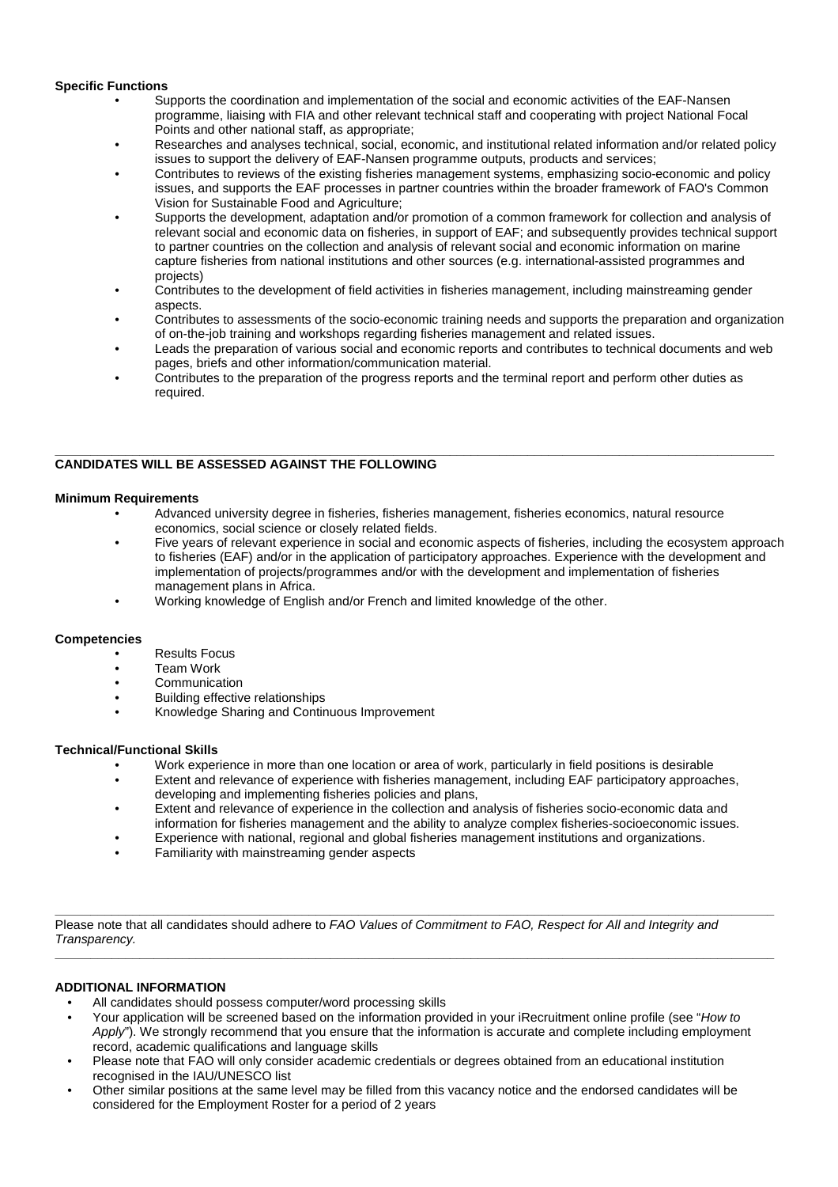**Specific Functions**

- Supports the coordination and implementation of the social and economic activities of the EAF-Nansen programme, liaising with FIA and other relevant technical staff and cooperating with project National Focal Points and other national staff, as appropriate;
- Researches and analyses technical, social, economic, and institutional related information and/or related policy issues to support the delivery of EAF-Nansen programme outputs, products and services;
- Contributes to reviews of the existing fisheries management systems, emphasizing socio-economic and policy issues, and supports the EAF processes in partner countries within the broader framework of FAO's Common Vision for Sustainable Food and Agriculture;
- Supports the development, adaptation and/or promotion of a common framework for collection and analysis of relevant social and economic data on fisheries, in support of EAF; and subsequently provides technical support to partner countries on the collection and analysis of relevant social and economic information on marine capture fisheries from national institutions and other sources (e.g. international-assisted programmes and projects)
- Contributes to the development of field activities in fisheries management, including mainstreaming gender aspects.
- Contributes to assessments of the socio-economic training needs and supports the preparation and organization of on-the-job training and workshops regarding fisheries management and related issues.
- Leads the preparation of various social and economic reports and contributes to technical documents and web pages, briefs and other information/communication material.
- Contributes to the preparation of the progress reports and the terminal report and perform other duties as required.

---

**CANDIDATES WILL BE ASSESSED AGAINST THE FOLLOWING**

**Minimum Requirements**

- Advanced university degree in fisheries, fisheries management, fisheries economics, natural resource economics, social science or closely related fields.
- Five years of relevant experience in social and economic aspects of fisheries, including the ecosystem approach to fisheries (EAF) and/or in the application of participatory approaches. Experience with the development and implementation of projects/programmes and/or with the development and implementation of fisheries management plans in Africa.
- Working knowledge of English and/or French and limited knowledge of the other.

**Competencies**

- Results Focus
- Team Work
- Communication
- Building effective relationships
- Knowledge Sharing and Continuous Improvement

**Technical/Functional Skills**

- Work experience in more than one location or area of work, particularly in field positions is desirable
- Extent and relevance of experience with fisheries management, including EAF participatory approaches, developing and implementing fisheries policies and plans,
- Extent and relevance of experience in the collection and analysis of fisheries socio-economic data and information for fisheries management and the ability to analyze complex fisheries-socioeconomic issues.
- Experience with national, regional and global fisheries management institutions and organizations.
- Familiarity with mainstreaming gender aspects

---

Please note that all candidates should adhere to *FAO Values of Commitment to FAO, Respect for All and Integrity and Transparency.*

---

**ADDITIONAL INFORMATION**

- All candidates should possess computer/word processing skills
- Your application will be screened based on the information provided in your iRecruitment online profile (see "*How to Apply*"). We strongly recommend that you ensure that the information is accurate and complete including employment record, academic qualifications and language skills
- Please note that FAO will only consider academic credentials or degrees obtained from an educational institution recognised in the IAU/UNESCO list
- Other similar positions at the same level may be filled from this vacancy notice and the endorsed candidates will be considered for the Employment Roster for a period of 2 years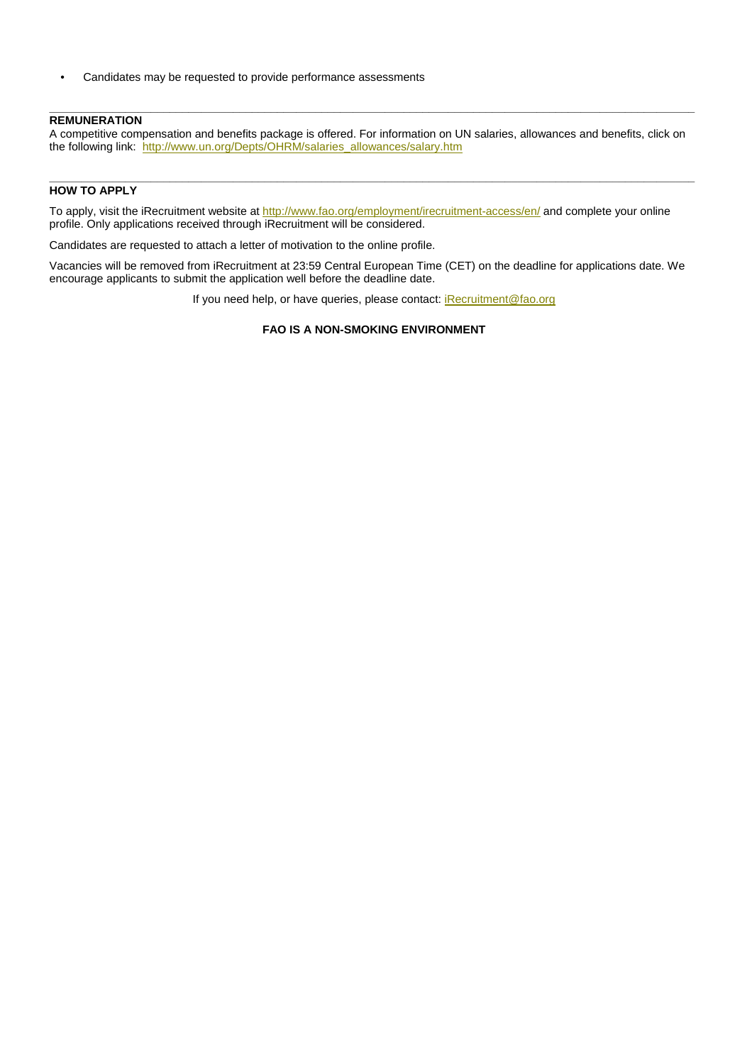- Candidates may be requested to provide performance assessments

---

**REMUNERATION**

A competitive compensation and benefits package is offered. For information on UN salaries, allowances and benefits, click on the following link: [http://www.un.org/Depts/OHRM/salaries_allowances/salary.htm](http://www.un.org/Depts/OHRM/salaries_allowances/salary.htm)

---

**HOW TO APPLY**

To apply, visit the iRecruitment website at [http://www.fao.org/employment/irecruitment-access/en/](http://www.fao.org/employment/irecruitment-access/en/) and complete your online profile. Only applications received through iRecruitment will be considered.

Candidates are requested to attach a letter of motivation to the online profile.

Vacancies will be removed from iRecruitment at 23:59 Central European Time (CET) on the deadline for applications date. We encourage applicants to submit the application well before the deadline date.

If you need help, or have queries, please contact: [iRecruitment@fao.org](mailto:iRecruitment@fao.org)

**FAO IS A NON-SMOKING ENVIRONMENT**